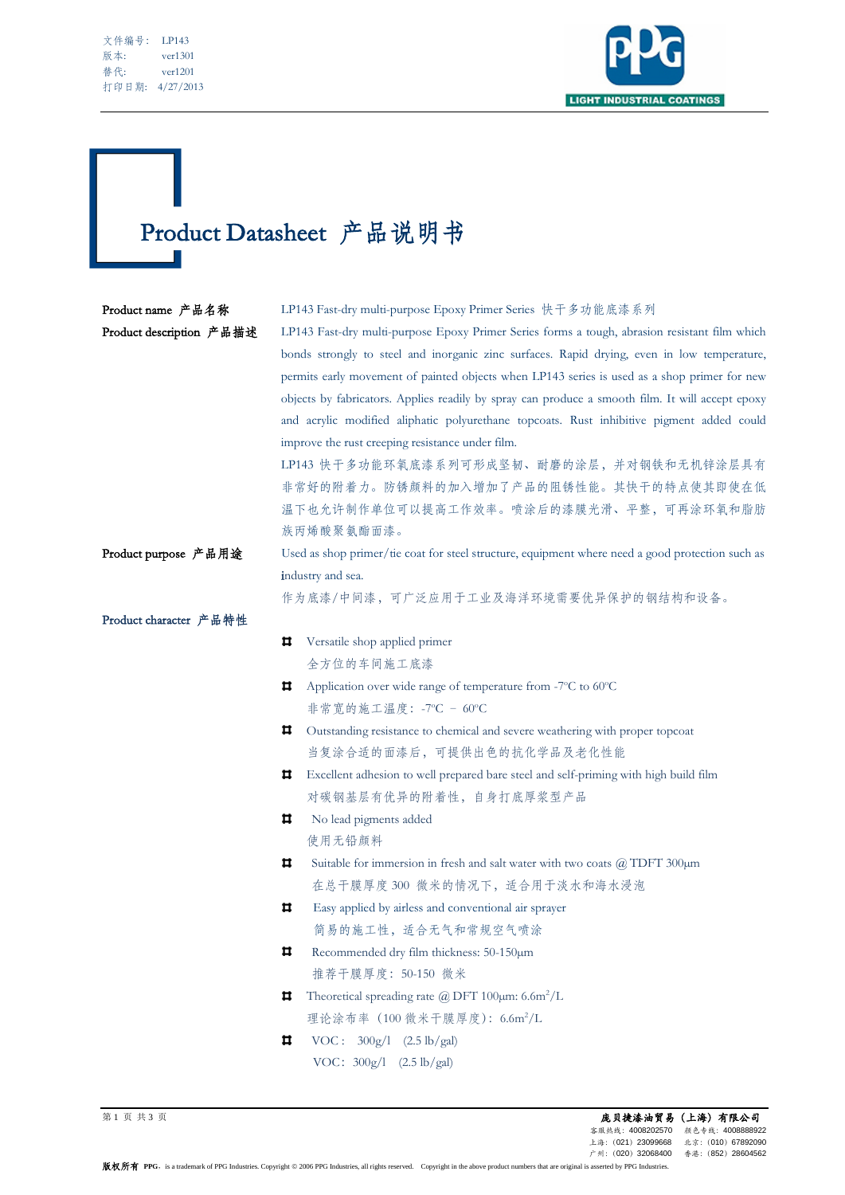文件编号： LP143
版本： ver1301
替代： ver1201
打印日期： 4/27/2013

# Product Datasheet 产品说明书

**Product name 产品名称**

LP143 Fast-dry multi-purpose Epoxy Primer Series 快干多功能底漆系列

**Product description 产品描述**

LP143 Fast-dry multi-purpose Epoxy Primer Series forms a tough, abrasion resistant film which bonds strongly to steel and inorganic zinc surfaces. Rapid drying, even in low temperature, permits early movement of painted objects when LP143 series is used as a shop primer for new objects by fabricators. Applies readily by spray can produce a smooth film. It will accept epoxy and acrylic modified aliphatic polyurethane topcoats. Rust inhibitive pigment added could improve the rust creeping resistance under film.

LP143 快干多功能环氧底漆系列可形成坚韧、耐磨的涂层，并对钢铁和无机锌涂层具有非常好的附着力。防锈颜料的加入增加了产品的阻锈性能。其快干的特点使其即使在低温下也允许制作单位可以提高工作效率。喷涂后的漆膜光滑、平整，可再涂环氧和脂肪族丙烯酸聚氨酯面漆。

**Product purpose 产品用途**

Used as shop primer/tie coat for steel structure, equipment where need a good protection such as industry and sea.

作为底漆/中间漆，可广泛应用于工业及海洋环境需要优异保护的钢结构和设备。

**Product character 产品特性**

- Versatile shop applied primer
  全方位的车间施工底漆
- Application over wide range of temperature from -7°C to 60°C
  非常宽的施工温度：-7°C – 60°C
- Outstanding resistance to chemical and severe weathering with proper topcoat
  当复涂合适的面漆后，可提供出色的抗化学品及老化性能
- Excellent adhesion to well prepared bare steel and self-priming with high build film
  对碳钢基层有优异的附着性，自身打底厚浆型产品
- No lead pigments added
  使用无铅颜料
- Suitable for immersion in fresh and salt water with two coats @ TDFT 300μm
  在总干膜厚度 300 微米的情况下，适合用于淡水和海水浸泡
- Easy applied by airless and conventional air sprayer
  简易的施工性，适合无气和常规空气喷涂
- Recommended dry film thickness: 50-150μm
  推荐干膜厚度：50-150 微米
- Theoretical spreading rate @ DFT 100μm: 6.6m²/L
  理论涂布率（100 微米干膜厚度）：6.6m²/L
- VOC： 300g/l (2.5 lb/gal)
  VOC：300g/l (2.5 lb/gal)

庞贝捷漆油贸易（上海）有限公司
客服热线：4008202570 颜色专线：4008888922
上海：(021) 23099668 北京：(010) 67892090
广州：(020) 32068400 香港：(852) 28604562

版权所有 PPG，is a trademark of PPG Industries. Copyright © 2006 PPG Industries, all rights reserved. Copyright in the above product numbers that are original is asserted by PPG Industries.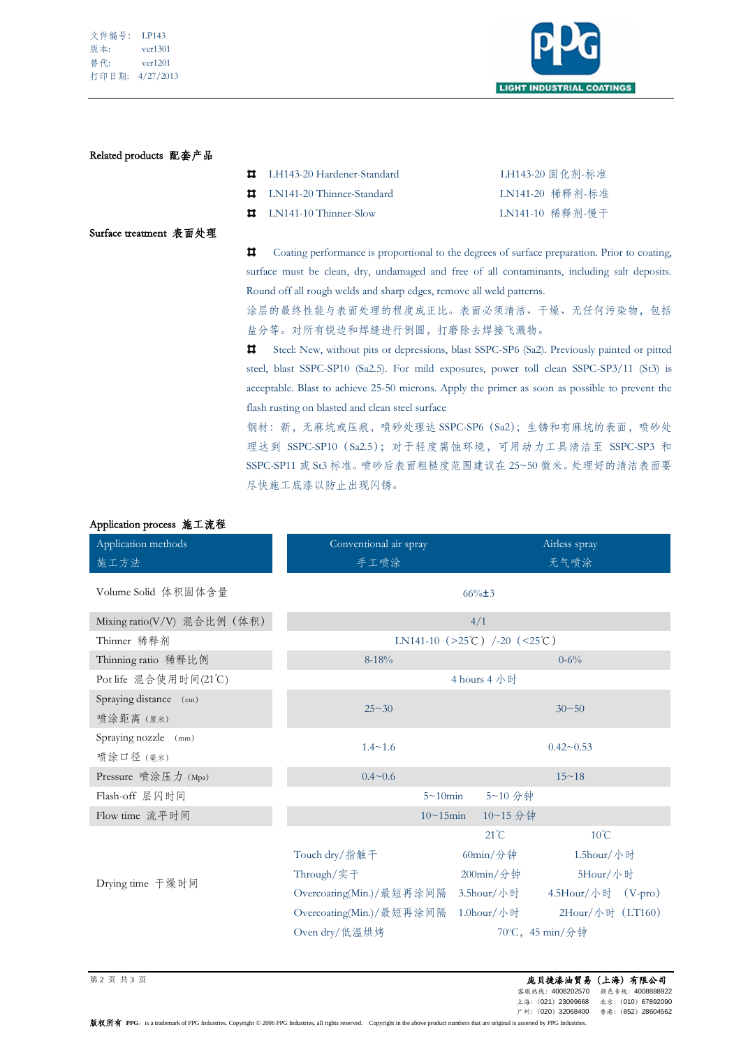## Related products 配套产品

- LH143-20 Hardener-Standard　　LH143-20 固化剂-标准
- LN141-20 Thinner-Standard　　LN141-20 稀释剂-标准
- LN141-10 Thinner-Slow　　LN141-10 稀释剂-慢干

## Surface treatment 表面处理

- Coating performance is proportional to the degrees of surface preparation. Prior to coating, surface must be clean, dry, undamaged and free of all contaminants, including salt deposits. Round off all rough welds and sharp edges, remove all weld patterns.
  涂层的最终性能与表面处理的程度成正比。表面必须清洁、干燥、无任何污染物，包括盐分等。对所有锐边和焊缝进行倒圆，打磨除去焊接飞溅物。
- Steel: New, without pits or depressions, blast SSPC-SP6 (Sa2). Previously painted or pitted steel, blast SSPC-SP10 (Sa2.5). For mild exposures, power toll clean SSPC-SP3/11 (St3) is acceptable. Blast to achieve 25-50 microns. Apply the primer as soon as possible to prevent the flash rusting on blasted and clean steel surface
  钢材：新，无麻坑或压痕，喷砂处理达 SSPC-SP6（Sa2）；生锈和有麻坑的表面，喷砂处理达到 SSPC-SP10（Sa2.5）；对于轻度腐蚀环境，可用动力工具清洁至 SSPC-SP3 和 SSPC-SP11 或 St3 标准。喷砂后表面粗糙度范围建议在 25~50 微米。处理好的清洁表面要尽快施工底漆以防止出现闪锈。

## Application process 施工流程

| Application methods 施工方法 | Conventional air spray 手工喷涂 | | Airless spray 无气喷涂 |
|---|---|---|---|
| Volume Solid 体积固体含量 | 66%±3 | | |
| Mixing ratio(V/V) 混合比例（体积） | 4/1 | | |
| Thinner 稀释剂 | LN141-10（>25℃）/-20（<25℃） | | |
| Thinning ratio 稀释比例 | 8-18% | | 0-6% |
| Pot life 混合使用时间(21℃) | 4 hours 4 小时 | | |
| Spraying distance (cm) 喷涂距离（厘米） | 25~30 | | 30~50 |
| Spraying nozzle (mm) 喷涂口径（毫米） | 1.4~1.6 | | 0.42~0.53 |
| Pressure 喷涂压力 (Mpa) | 0.4~0.6 | | 15~18 |
| Flash-off 层闪时间 | 5~10min 5~10 分钟 | | |
| Flow time 流平时间 | 10~15min 10~15 分钟 | | |
| Drying time 干燥时间 | | 21℃ | 10℃ |
| | Touch dry/指触干 | 60min/分钟 | 1.5hour/小时 |
| | Through/实干 | 200min/分钟 | 5Hour/小时 |
| | Overcoating(Min.)/最短再涂间隔 | 3.5hour/小时 | 4.5Hour/小时 （V-pro） |
| | Overcoating(Min.)/最短再涂间隔 | 1.0hour/小时 | 2Hour/小时（LT160） |
| | Oven dry/低温烘烤 | 70℃，45 min/分钟 | |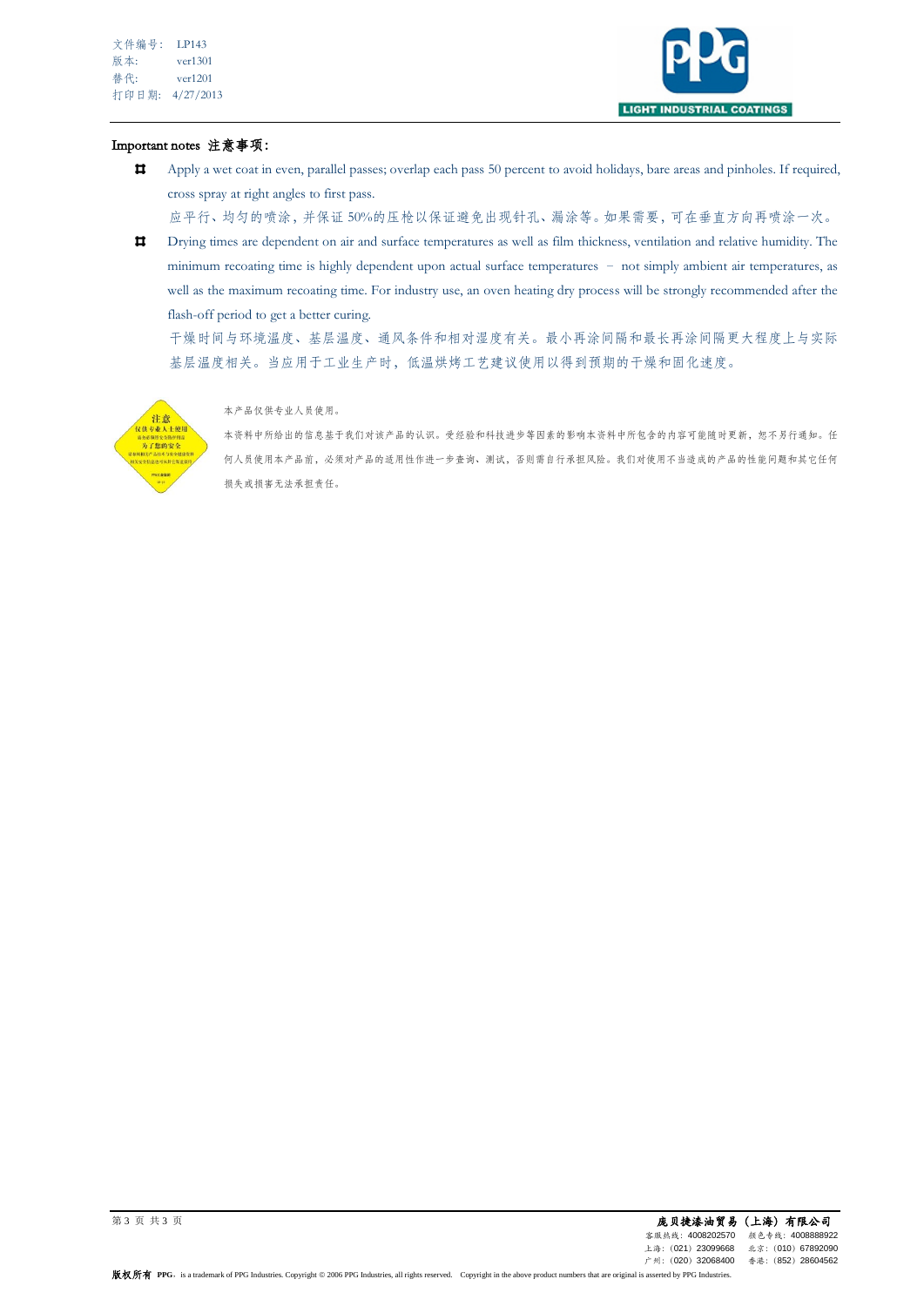文件编号：LP143
版本：ver1301
替代：ver1201
打印日期：4/27/2013

LIGHT INDUSTRIAL COATINGS

## Important notes 注意事项：

- Apply a wet coat in even, parallel passes; overlap each pass 50 percent to avoid holidays, bare areas and pinholes. If required, cross spray at right angles to first pass.
  应平行、均匀的喷涂，并保证50%的压枪以保证避免出现针孔、漏涂等。如果需要，可在垂直方向再喷涂一次。
- Drying times are dependent on air and surface temperatures as well as film thickness, ventilation and relative humidity. The minimum recoating time is highly dependent upon actual surface temperatures – not simply ambient air temperatures, as well as the maximum recoating time. For industry use, an oven heating dry process will be strongly recommended after the flash-off period to get a better curing.
  干燥时间与环境温度、基层温度、通风条件和相对湿度有关。最小再涂间隔和最长再涂间隔更大程度上与实际基层温度相关。当应用于工业生产时，低温烘烤工艺建议使用以得到预期的干燥和固化速度。

注意
仅供专业人士使用
为了您的安全

本产品仅供专业人员使用。

本资料中所给出的信息基于我们对该产品的认识。受经验和科技进步等因素的影响本资料中所包含的内容可能随时更新，恕不另行通知。任何人员使用本产品前，必须对产品的适用性作进一步查询、测试，否则需自行承担风险。我们对使用不当造成的产品的性能问题和其它任何损失或损害无法承担责任。

**庞贝捷漆油贸易（上海）有限公司**
客服热线：4008202570　颜色专线：4008888922
上海：(021) 23099668　北京：(010) 67892090
广州：(020) 32068400　香港：(852) 28604562

**版权所有** **PPG**, is a trademark of PPG Industries. Copyright © 2006 PPG Industries, all rights reserved. Copyright in the above product numbers that are original is asserted by PPG Industries.